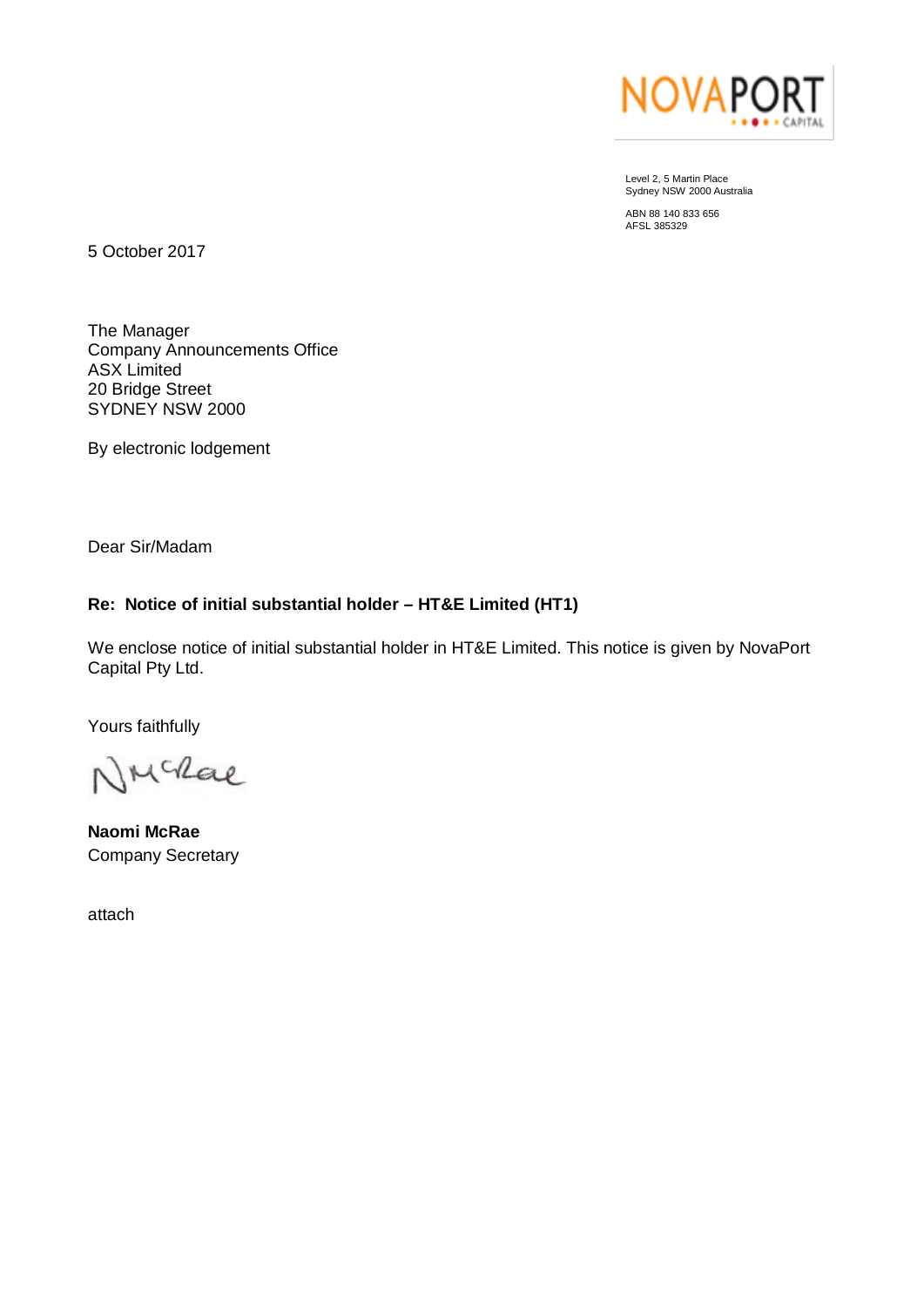NOVAPORT CAPITAL

Level 2, 5 Martin Place
Sydney NSW 2000 Australia

ABN 88 140 833 656
AFSL 385329

5 October 2017

The Manager
Company Announcements Office
ASX Limited
20 Bridge Street
SYDNEY NSW 2000

By electronic lodgement

Dear Sir/Madam

**Re: Notice of initial substantial holder – HT&E Limited (HT1)**

We enclose notice of initial substantial holder in HT&E Limited. This notice is given by NovaPort Capital Pty Ltd.

Yours faithfully

NMcRae

**Naomi McRae**
Company Secretary

attach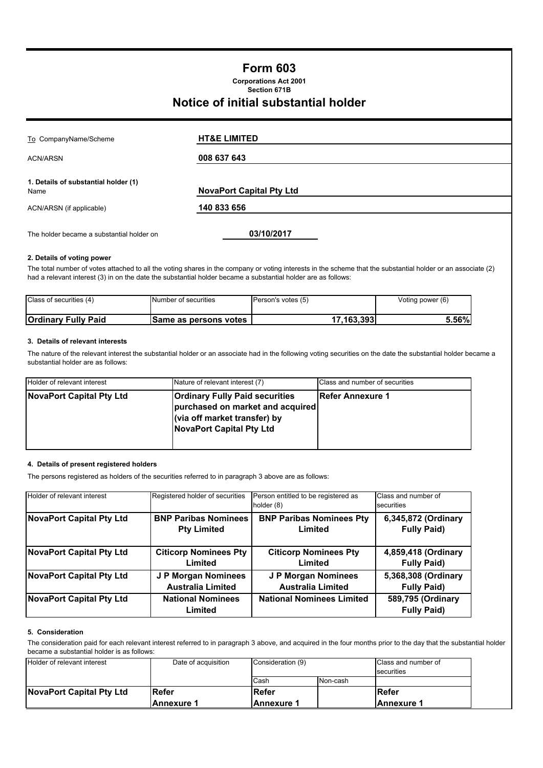# Form 603

**Corporations Act 2001**
**Section 671B**

## Notice of initial substantial holder

| | |
|---|---|
| To CompanyName/Scheme | **HT&E LIMITED** |
| ACN/ARSN | **008 637 643** |

**1. Details of substantial holder (1)**

| | |
|---|---|
| Name | **NovaPort Capital Pty Ltd** |
| ACN/ARSN (if applicable) | **140 833 656** |

The holder became a substantial holder on **03/10/2017**

**2. Details of voting power**

The total number of votes attached to all the voting shares in the company or voting interests in the scheme that the substantial holder or an associate (2) had a relevant interest (3) in on the date the substantial holder became a substantial holder are as follows:

| Class of securities (4) | Number of securities | Person's votes (5) | Voting power (6) |
|---|---|---|---|
| **Ordinary Fully Paid** | **Same as persons votes** | **17,163,393** | **5.56%** |

**3. Details of relevant interests**

The nature of the relevant interest the substantial holder or an associate had in the following voting securities on the date the substantial holder became a substantial holder are as follows:

| Holder of relevant interest | Nature of relevant interest (7) | Class and number of securities |
|---|---|---|
| **NovaPort Capital Pty Ltd** | **Ordinary Fully Paid securities purchased on market and acquired (via off market transfer) by NovaPort Capital Pty Ltd** | **Refer Annexure 1** |

**4. Details of present registered holders**

The persons registered as holders of the securities referred to in paragraph 3 above are as follows:

| Holder of relevant interest | Registered holder of securities | Person entitled to be registered as holder (8) | Class and number of securities |
|---|---|---|---|
| **NovaPort Capital Pty Ltd** | **BNP Paribas Nominees Pty Limited** | **BNP Paribas Nominees Pty Limited** | **6,345,872 (Ordinary Fully Paid)** |
| **NovaPort Capital Pty Ltd** | **Citicorp Nominees Pty Limited** | **Citicorp Nominees Pty Limited** | **4,859,418 (Ordinary Fully Paid)** |
| **NovaPort Capital Pty Ltd** | **J P Morgan Nominees Australia Limited** | **J P Morgan Nominees Australia Limited** | **5,368,308 (Ordinary Fully Paid)** |
| **NovaPort Capital Pty Ltd** | **National Nominees Limited** | **National Nominees Limited** | **589,795 (Ordinary Fully Paid)** |

**5. Consideration**

The consideration paid for each relevant interest referred to in paragraph 3 above, and acquired in the four months prior to the day that the substantial holder became a substantial holder is as follows:

| Holder of relevant interest | Date of acquisition | Consideration (9) | | Class and number of securities |
|---|---|---|---|---|
| | | Cash | Non-cash | |
| **NovaPort Capital Pty Ltd** | **Refer Annexure 1** | **Refer Annexure 1** | | **Refer Annexure 1** |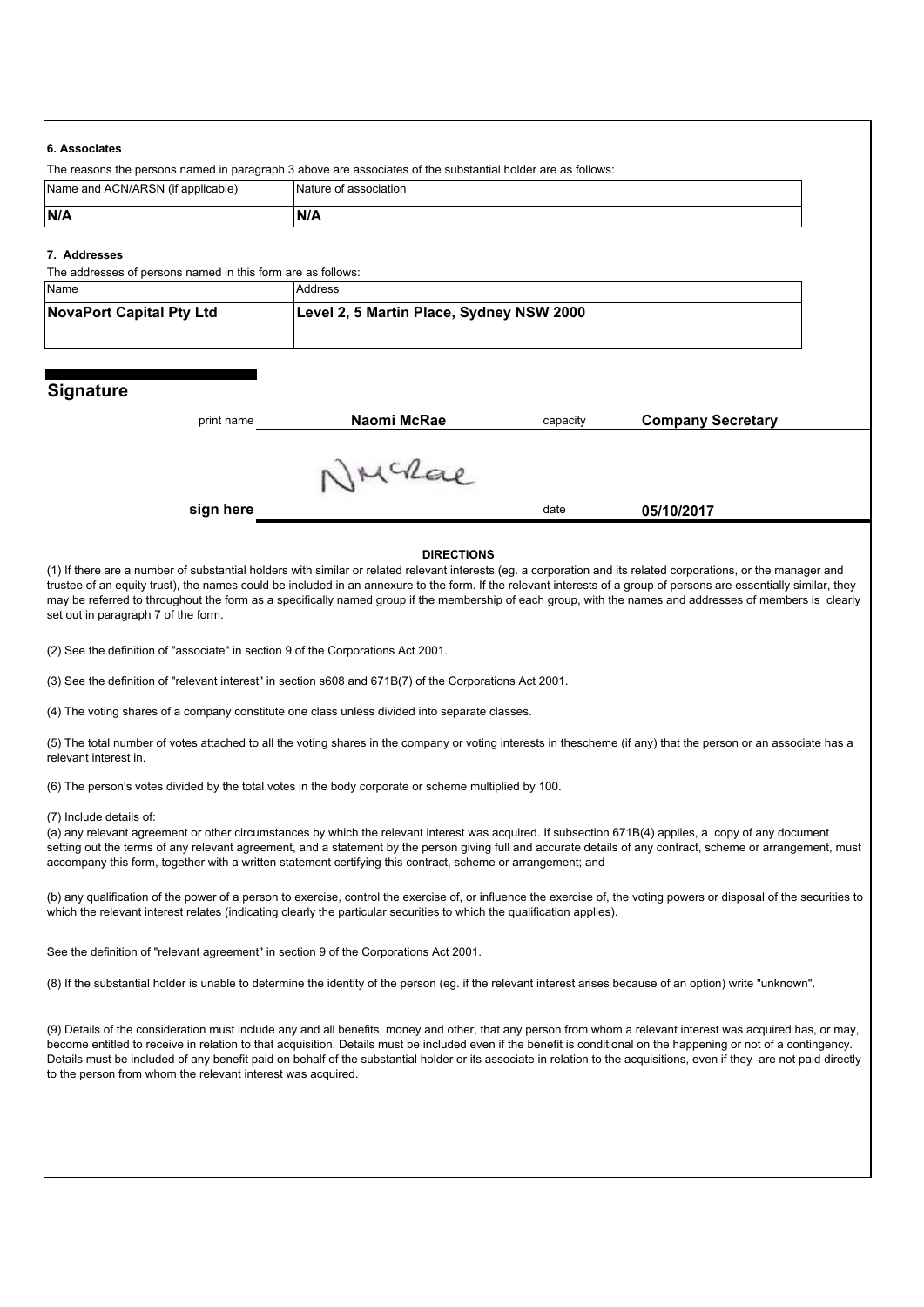### 6. Associates

The reasons the persons named in paragraph 3 above are associates of the substantial holder are as follows:

| Name and ACN/ARSN (if applicable) | Nature of association |
| --- | --- |
| **N/A** | **N/A** |

### 7. Addresses

The addresses of persons named in this form are as follows:

| Name | Address |
| --- | --- |
| **NovaPort Capital Pty Ltd** | **Level 2, 5 Martin Place, Sydney NSW 2000** |

## Signature

| | | | |
| --- | --- | --- | --- |
| print name | **Naomi McRae** | capacity | **Company Secretary** |
| **sign here** | NMcRae | date | **05/10/2017** |

**DIRECTIONS**

(1) If there are a number of substantial holders with similar or related relevant interests (eg. a corporation and its related corporations, or the manager and trustee of an equity trust), the names could be included in an annexure to the form. If the relevant interests of a group of persons are essentially similar, they may be referred to throughout the form as a specifically named group if the membership of each group, with the names and addresses of members is clearly set out in paragraph 7 of the form.

(2) See the definition of "associate" in section 9 of the Corporations Act 2001.

(3) See the definition of "relevant interest" in section s608 and 671B(7) of the Corporations Act 2001.

(4) The voting shares of a company constitute one class unless divided into separate classes.

(5) The total number of votes attached to all the voting shares in the company or voting interests in thescheme (if any) that the person or an associate has a relevant interest in.

(6) The person's votes divided by the total votes in the body corporate or scheme multiplied by 100.

(7) Include details of:

(a) any relevant agreement or other circumstances by which the relevant interest was acquired. If subsection 671B(4) applies, a copy of any document setting out the terms of any relevant agreement, and a statement by the person giving full and accurate details of any contract, scheme or arrangement, must accompany this form, together with a written statement certifying this contract, scheme or arrangement; and

(b) any qualification of the power of a person to exercise, control the exercise of, or influence the exercise of, the voting powers or disposal of the securities to which the relevant interest relates (indicating clearly the particular securities to which the qualification applies).

See the definition of "relevant agreement" in section 9 of the Corporations Act 2001.

(8) If the substantial holder is unable to determine the identity of the person (eg. if the relevant interest arises because of an option) write "unknown".

(9) Details of the consideration must include any and all benefits, money and other, that any person from whom a relevant interest was acquired has, or may, become entitled to receive in relation to that acquisition. Details must be included even if the benefit is conditional on the happening or not of a contingency. Details must be included of any benefit paid on behalf of the substantial holder or its associate in relation to the acquisitions, even if they are not paid directly to the person from whom the relevant interest was acquired.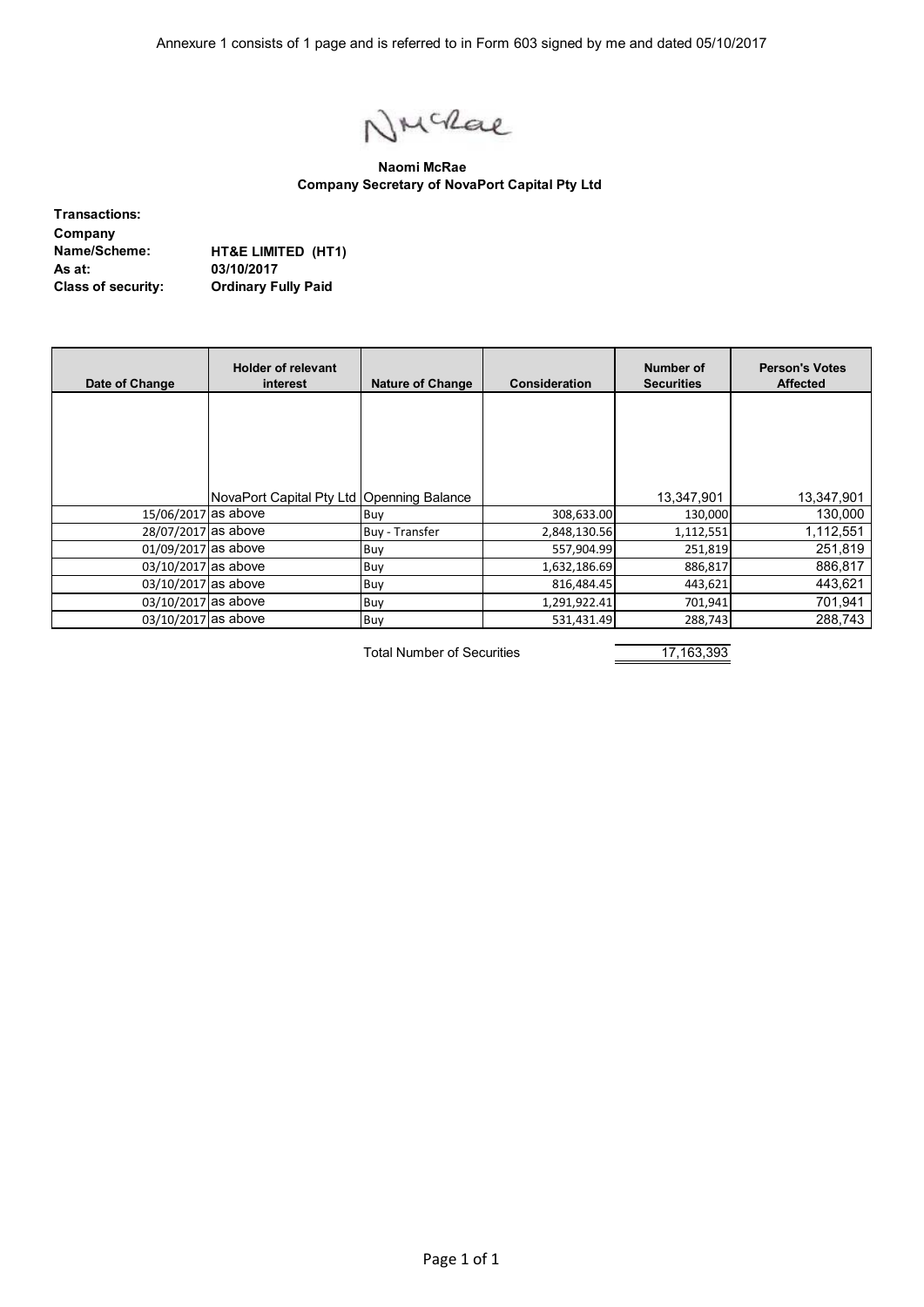Annexure 1 consists of 1 page and is referred to in Form 603 signed by me and dated 05/10/2017

NMcRae

**Naomi McRae**
**Company Secretary of NovaPort Capital Pty Ltd**

**Transactions:**

| | |
|---|---|
| **Company Name/Scheme:** | **HT&E LIMITED (HT1)** |
| **As at:** | **03/10/2017** |
| **Class of security:** | **Ordinary Fully Paid** |

| Date of Change | Holder of relevant interest | Nature of Change | Consideration | Number of Securities | Person's Votes Affected |
|---|---|---|---|---|---|
| | NovaPort Capital Pty Ltd | Openning Balance | | 13,347,901 | 13,347,901 |
| 15/06/2017 | as above | Buy | 308,633.00 | 130,000 | 130,000 |
| 28/07/2017 | as above | Buy - Transfer | 2,848,130.56 | 1,112,551 | 1,112,551 |
| 01/09/2017 | as above | Buy | 557,904.99 | 251,819 | 251,819 |
| 03/10/2017 | as above | Buy | 1,632,186.69 | 886,817 | 886,817 |
| 03/10/2017 | as above | Buy | 816,484.45 | 443,621 | 443,621 |
| 03/10/2017 | as above | Buy | 1,291,922.41 | 701,941 | 701,941 |
| 03/10/2017 | as above | Buy | 531,431.49 | 288,743 | 288,743 |

Total Number of Securities 17,163,393